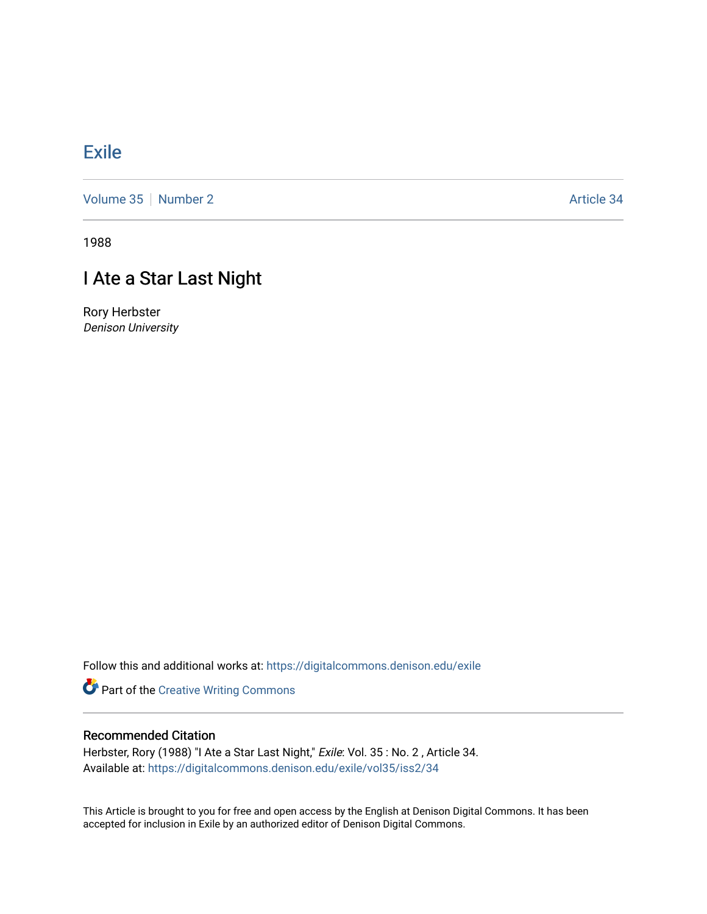# Exile

Volume 35 | Number 2 | Article 34

1988

## I Ate a Star Last Night

Rory Herbster
*Denison University*

Follow this and additional works at: https://digitalcommons.denison.edu/exile

Part of the Creative Writing Commons

### Recommended Citation

Herbster, Rory (1988) "I Ate a Star Last Night," *Exile*: Vol. 35 : No. 2 , Article 34.
Available at: https://digitalcommons.denison.edu/exile/vol35/iss2/34

This Article is brought to you for free and open access by the English at Denison Digital Commons. It has been accepted for inclusion in Exile by an authorized editor of Denison Digital Commons.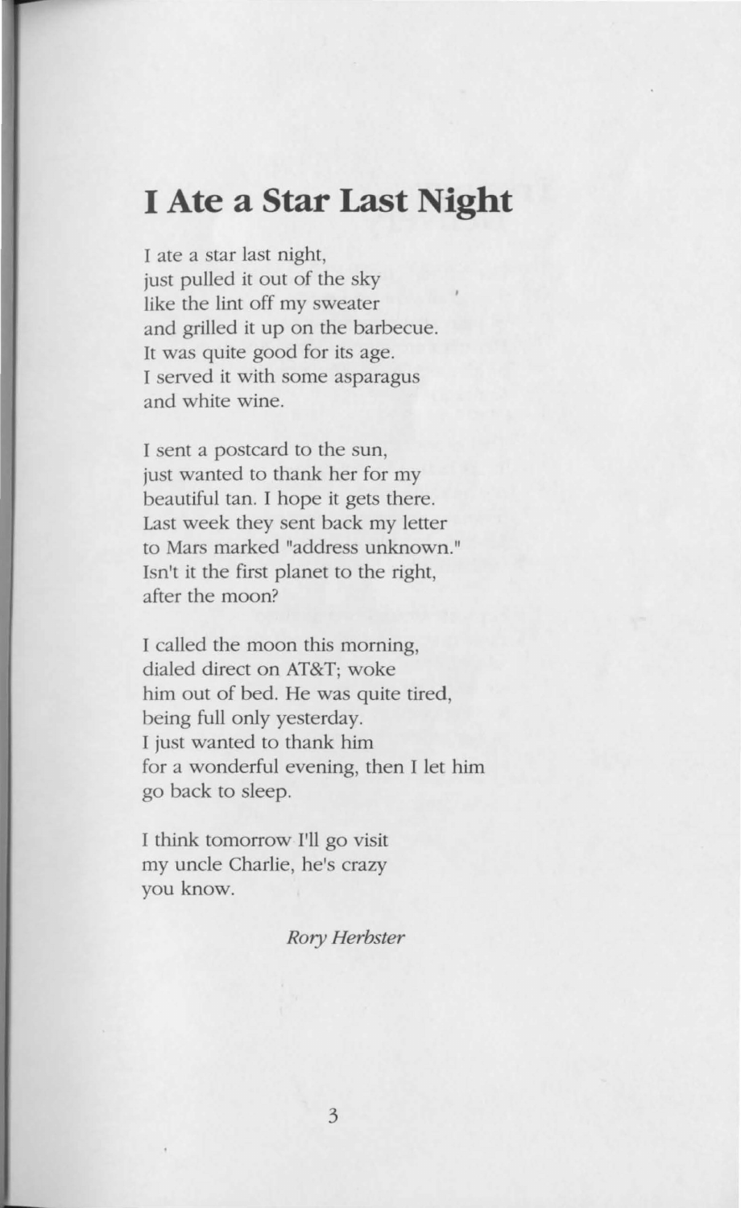# I Ate a Star Last Night

I ate a star last night,
just pulled it out of the sky
like the lint off my sweater
and grilled it up on the barbecue.
It was quite good for its age.
I served it with some asparagus
and white wine.

I sent a postcard to the sun,
just wanted to thank her for my
beautiful tan. I hope it gets there.
Last week they sent back my letter
to Mars marked "address unknown."
Isn't it the first planet to the right,
after the moon?

I called the moon this morning,
dialed direct on AT&T; woke
him out of bed. He was quite tired,
being full only yesterday.
I just wanted to thank him
for a wonderful evening, then I let him
go back to sleep.

I think tomorrow I'll go visit
my uncle Charlie, he's crazy
you know.

*Rory Herbster*